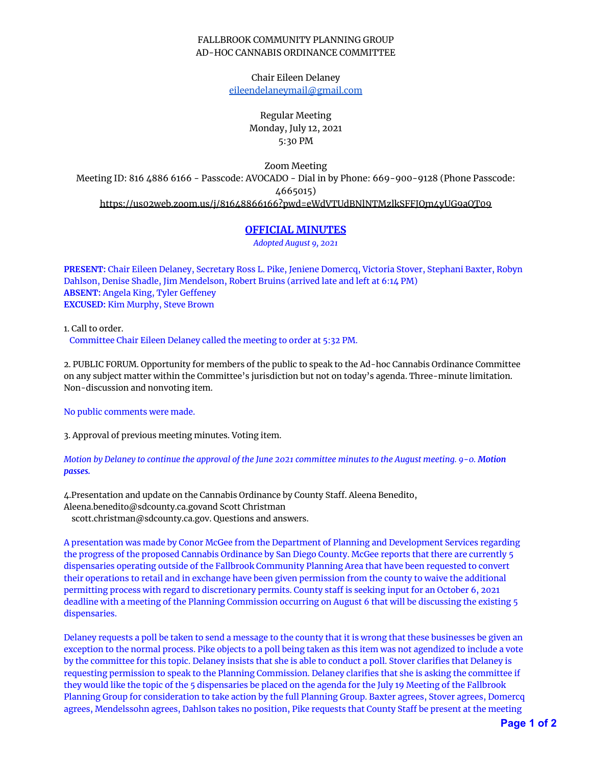FALLBROOK COMMUNITY PLANNING GROUP
AD-HOC CANNABIS ORDINANCE COMMITTEE

Chair Eileen Delaney
eileendelaneymail@gmail.com

Regular Meeting
Monday, July 12, 2021
5:30 PM

Zoom Meeting
Meeting ID: 816 4886 6166 - Passcode: AVOCADO - Dial in by Phone: 669-900-9128 (Phone Passcode: 4665015)
https://us02web.zoom.us/j/81648866166?pwd=eWdVTUdBNlNTMzlkSFFJQm4yUG9aQT09

# OFFICIAL MINUTES

*Adopted August 9, 2021*

**PRESENT:** Chair Eileen Delaney, Secretary Ross L. Pike, Jeniene Domercq, Victoria Stover, Stephani Baxter, Robyn Dahlson, Denise Shadle, Jim Mendelson, Robert Bruins (arrived late and left at 6:14 PM)
**ABSENT:** Angela King, Tyler Geffeney
**EXCUSED:** Kim Murphy, Steve Brown

1. Call to order.
Committee Chair Eileen Delaney called the meeting to order at 5:32 PM.

2. PUBLIC FORUM. Opportunity for members of the public to speak to the Ad-hoc Cannabis Ordinance Committee on any subject matter within the Committee's jurisdiction but not on today's agenda. Three-minute limitation. Non-discussion and nonvoting item.

No public comments were made.

3. Approval of previous meeting minutes. Voting item.

*Motion by Delaney to continue the approval of the June 2021 committee minutes to the August meeting. 9-0.* ***Motion passes.***

4.Presentation and update on the Cannabis Ordinance by County Staff. Aleena Benedito, Aleena.benedito@sdcounty.ca.govand Scott Christman scott.christman@sdcounty.ca.gov. Questions and answers.

A presentation was made by Conor McGee from the Department of Planning and Development Services regarding the progress of the proposed Cannabis Ordinance by San Diego County. McGee reports that there are currently 5 dispensaries operating outside of the Fallbrook Community Planning Area that have been requested to convert their operations to retail and in exchange have been given permission from the county to waive the additional permitting process with regard to discretionary permits. County staff is seeking input for an October 6, 2021 deadline with a meeting of the Planning Commission occurring on August 6 that will be discussing the existing 5 dispensaries.

Delaney requests a poll be taken to send a message to the county that it is wrong that these businesses be given an exception to the normal process. Pike objects to a poll being taken as this item was not agendized to include a vote by the committee for this topic. Delaney insists that she is able to conduct a poll. Stover clarifies that Delaney is requesting permission to speak to the Planning Commission. Delaney clarifies that she is asking the committee if they would like the topic of the 5 dispensaries be placed on the agenda for the July 19 Meeting of the Fallbrook Planning Group for consideration to take action by the full Planning Group. Baxter agrees, Stover agrees, Domercq agrees, Mendelssohn agrees, Dahlson takes no position, Pike requests that County Staff be present at the meeting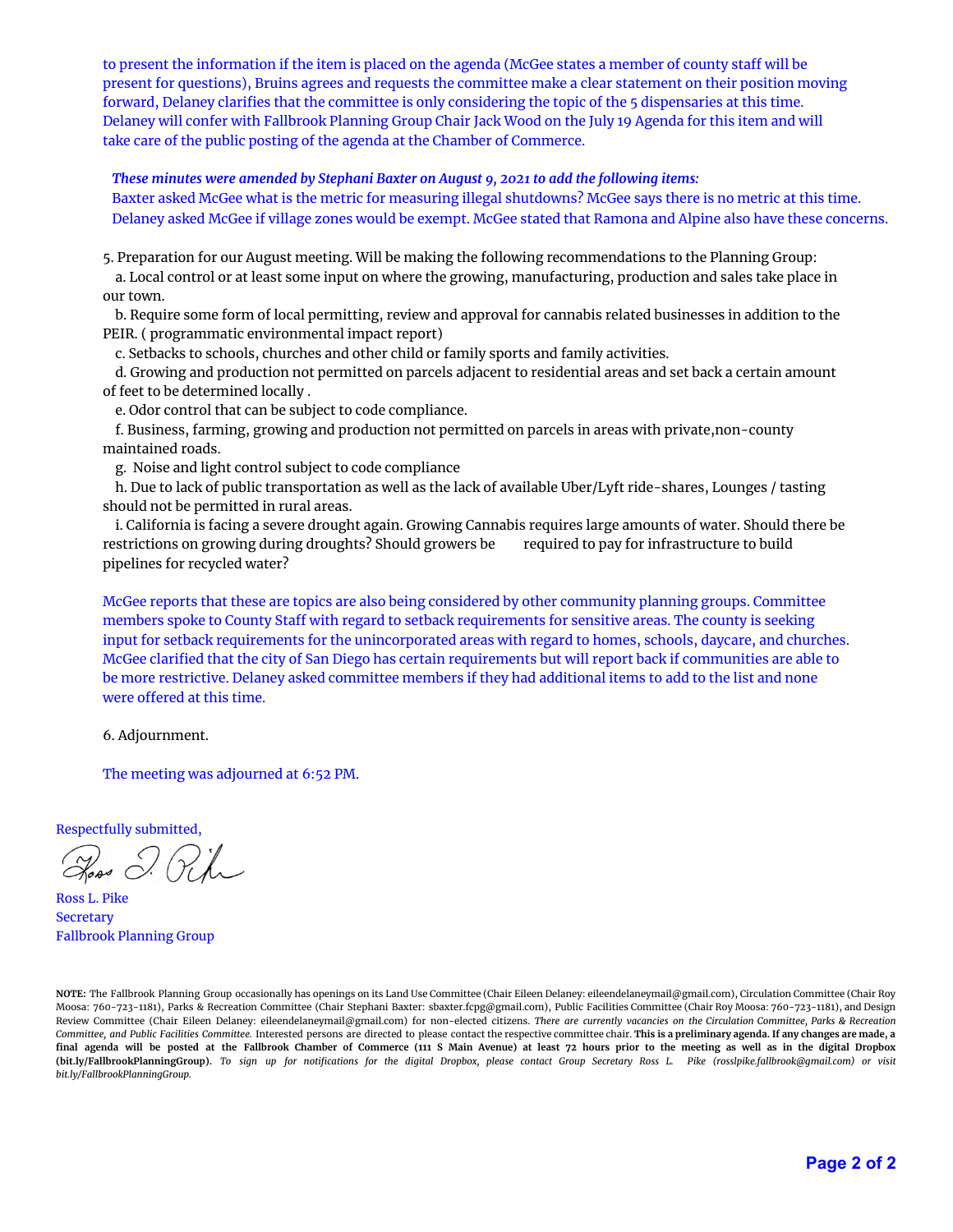to present the information if the item is placed on the agenda (McGee states a member of county staff will be present for questions), Bruins agrees and requests the committee make a clear statement on their position moving forward, Delaney clarifies that the committee is only considering the topic of the 5 dispensaries at this time. Delaney will confer with Fallbrook Planning Group Chair Jack Wood on the July 19 Agenda for this item and will take care of the public posting of the agenda at the Chamber of Commerce.

***These minutes were amended by Stephani Baxter on August 9, 2021 to add the following items:***
Baxter asked McGee what is the metric for measuring illegal shutdowns? McGee says there is no metric at this time. Delaney asked McGee if village zones would be exempt. McGee stated that Ramona and Alpine also have these concerns.

5. Preparation for our August meeting. Will be making the following recommendations to the Planning Group:
a. Local control or at least some input on where the growing, manufacturing, production and sales take place in our town.
b. Require some form of local permitting, review and approval for cannabis related businesses in addition to the PEIR. ( programmatic environmental impact report)
c. Setbacks to schools, churches and other child or family sports and family activities.
d. Growing and production not permitted on parcels adjacent to residential areas and set back a certain amount of feet to be determined locally .
e. Odor control that can be subject to code compliance.
f. Business, farming, growing and production not permitted on parcels in areas with private,non-county maintained roads.
g. Noise and light control subject to code compliance
h. Due to lack of public transportation as well as the lack of available Uber/Lyft ride-shares, Lounges / tasting should not be permitted in rural areas.
i. California is facing a severe drought again. Growing Cannabis requires large amounts of water. Should there be restrictions on growing during droughts? Should growers be required to pay for infrastructure to build pipelines for recycled water?

McGee reports that these are topics are also being considered by other community planning groups. Committee members spoke to County Staff with regard to setback requirements for sensitive areas. The county is seeking input for setback requirements for the unincorporated areas with regard to homes, schools, daycare, and churches. McGee clarified that the city of San Diego has certain requirements but will report back if communities are able to be more restrictive. Delaney asked committee members if they had additional items to add to the list and none were offered at this time.

6. Adjournment.

The meeting was adjourned at 6:52 PM.

Respectfully submitted,

Ross L. Pike
Secretary
Fallbrook Planning Group

**NOTE:** The Fallbrook Planning Group occasionally has openings on its Land Use Committee (Chair Eileen Delaney: eileendelaneymail@gmail.com), Circulation Committee (Chair Roy Moosa: 760-723-1181), Parks & Recreation Committee (Chair Stephani Baxter: sbaxter.fcpg@gmail.com), Public Facilities Committee (Chair Roy Moosa: 760-723-1181), and Design Review Committee (Chair Eileen Delaney: eileendelaneymail@gmail.com) for non-elected citizens. *There are currently vacancies on the Circulation Committee, Parks & Recreation Committee, and Public Facilities Committee.* Interested persons are directed to please contact the respective committee chair. **This is a preliminary agenda. If any changes are made, a final agenda will be posted at the Fallbrook Chamber of Commerce (111 S Main Avenue) at least 72 hours prior to the meeting as well as in the digital Dropbox (bit.ly/FallbrookPlanningGroup).** *To sign up for notifications for the digital Dropbox, please contact Group Secretary Ross L. Pike (rosslpike.fallbrook@gmail.com) or visit bit.ly/FallbrookPlanningGroup.*